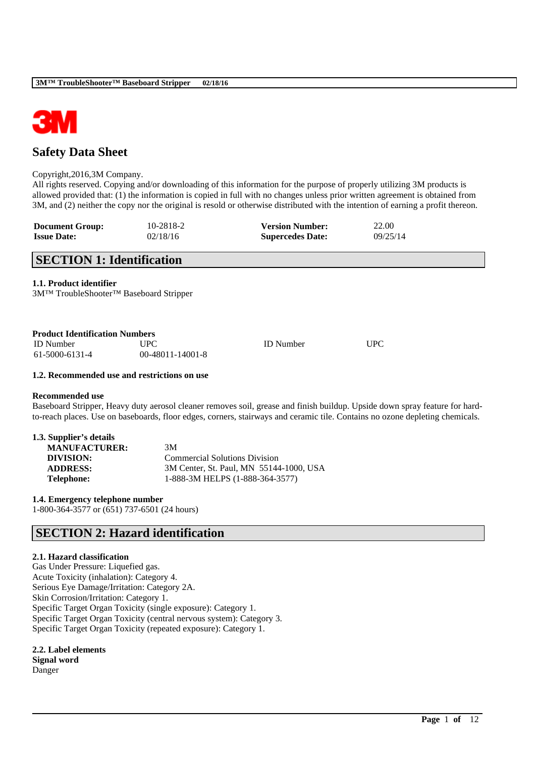# Safety Data Sheet

Copyright,2016,3M Company.
All rights reserved. Copying and/or downloading of this information for the purpose of properly utilizing 3M products is allowed provided that: (1) the information is copied in full with no changes unless prior written agreement is obtained from 3M, and (2) neither the copy nor the original is resold or otherwise distributed with the intention of earning a profit thereon.

| | | | |
|---|---|---|---|
| **Document Group:** | 10-2818-2 | **Version Number:** | 22.00 |
| **Issue Date:** | 02/18/16 | **Supercedes Date:** | 09/25/14 |

## SECTION 1: Identification

### 1.1. Product identifier

3M™ TroubleShooter™ Baseboard Stripper

**Product Identification Numbers**

| ID Number | UPC | ID Number | UPC |
|---|---|---|---|
| 61-5000-6131-4 | 00-48011-14001-8 | | |

### 1.2. Recommended use and restrictions on use

**Recommended use**

Baseboard Stripper, Heavy duty aerosol cleaner removes soil, grease and finish buildup. Upside down spray feature for hard-to-reach places. Use on baseboards, floor edges, corners, stairways and ceramic tile. Contains no ozone depleting chemicals.

### 1.3. Supplier's details

| | |
|---|---|
| **MANUFACTURER:** | 3M |
| **DIVISION:** | Commercial Solutions Division |
| **ADDRESS:** | 3M Center, St. Paul, MN 55144-1000, USA |
| **Telephone:** | 1-888-3M HELPS (1-888-364-3577) |

### 1.4. Emergency telephone number

1-800-364-3577 or (651) 737-6501 (24 hours)

## SECTION 2: Hazard identification

### 2.1. Hazard classification

Gas Under Pressure: Liquefied gas.
Acute Toxicity (inhalation): Category 4.
Serious Eye Damage/Irritation: Category 2A.
Skin Corrosion/Irritation: Category 1.
Specific Target Organ Toxicity (single exposure): Category 1.
Specific Target Organ Toxicity (central nervous system): Category 3.
Specific Target Organ Toxicity (repeated exposure): Category 1.

### 2.2. Label elements

**Signal word**

Danger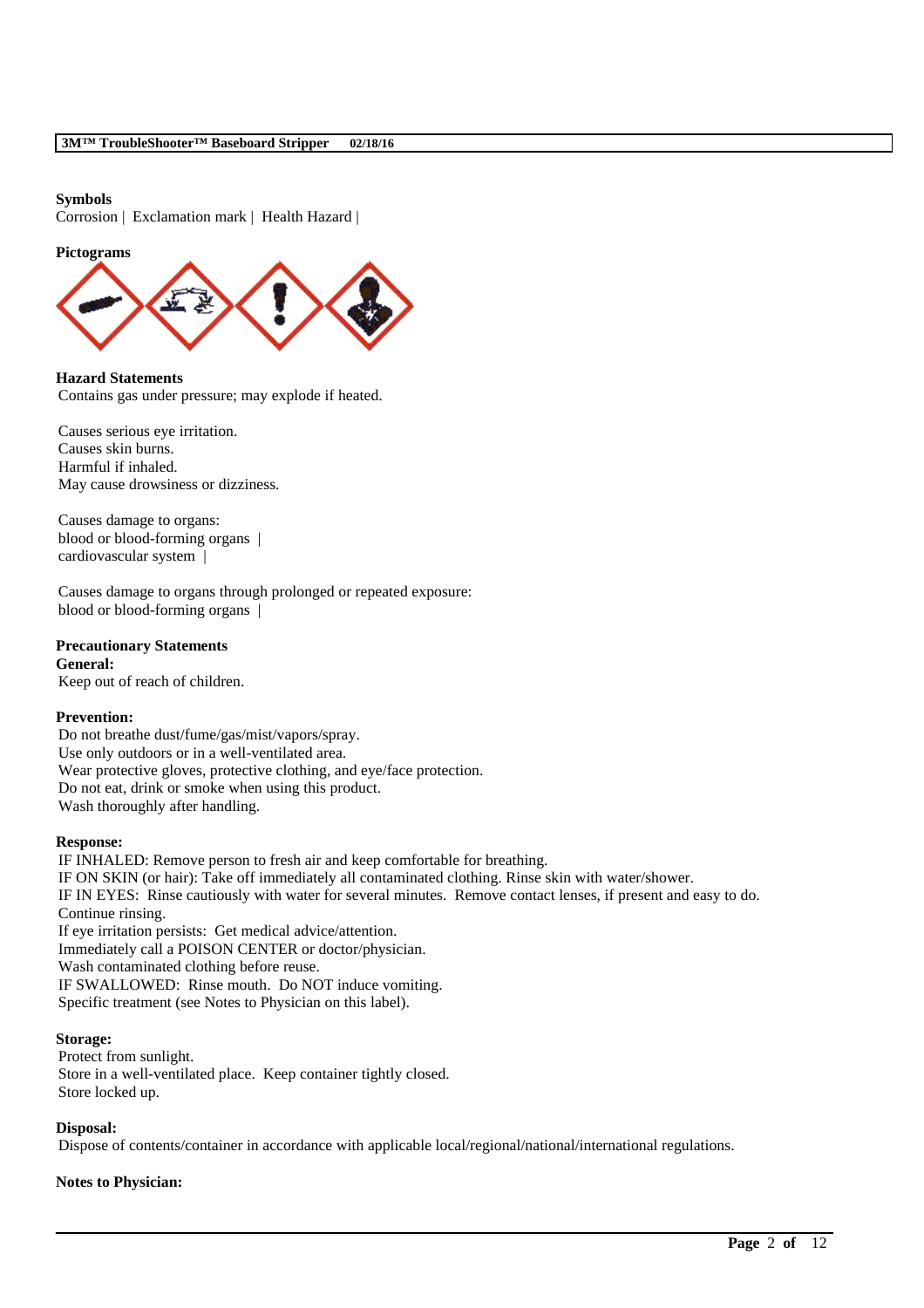**Symbols**

Corrosion | Exclamation mark | Health Hazard |

**Pictograms**

**Hazard Statements**

Contains gas under pressure; may explode if heated.

Causes serious eye irritation.
Causes skin burns.
Harmful if inhaled.
May cause drowsiness or dizziness.

Causes damage to organs:
blood or blood-forming organs |
cardiovascular system |

Causes damage to organs through prolonged or repeated exposure:
blood or blood-forming organs |

**Precautionary Statements**

**General:**

Keep out of reach of children.

**Prevention:**

Do not breathe dust/fume/gas/mist/vapors/spray.
Use only outdoors or in a well-ventilated area.
Wear protective gloves, protective clothing, and eye/face protection.
Do not eat, drink or smoke when using this product.
Wash thoroughly after handling.

**Response:**

IF INHALED: Remove person to fresh air and keep comfortable for breathing.
IF ON SKIN (or hair): Take off immediately all contaminated clothing. Rinse skin with water/shower.
IF IN EYES: Rinse cautiously with water for several minutes. Remove contact lenses, if present and easy to do. Continue rinsing.
If eye irritation persists: Get medical advice/attention.
Immediately call a POISON CENTER or doctor/physician.
Wash contaminated clothing before reuse.
IF SWALLOWED: Rinse mouth. Do NOT induce vomiting.
Specific treatment (see Notes to Physician on this label).

**Storage:**

Protect from sunlight.
Store in a well-ventilated place. Keep container tightly closed.
Store locked up.

**Disposal:**

Dispose of contents/container in accordance with applicable local/regional/national/international regulations.

**Notes to Physician:**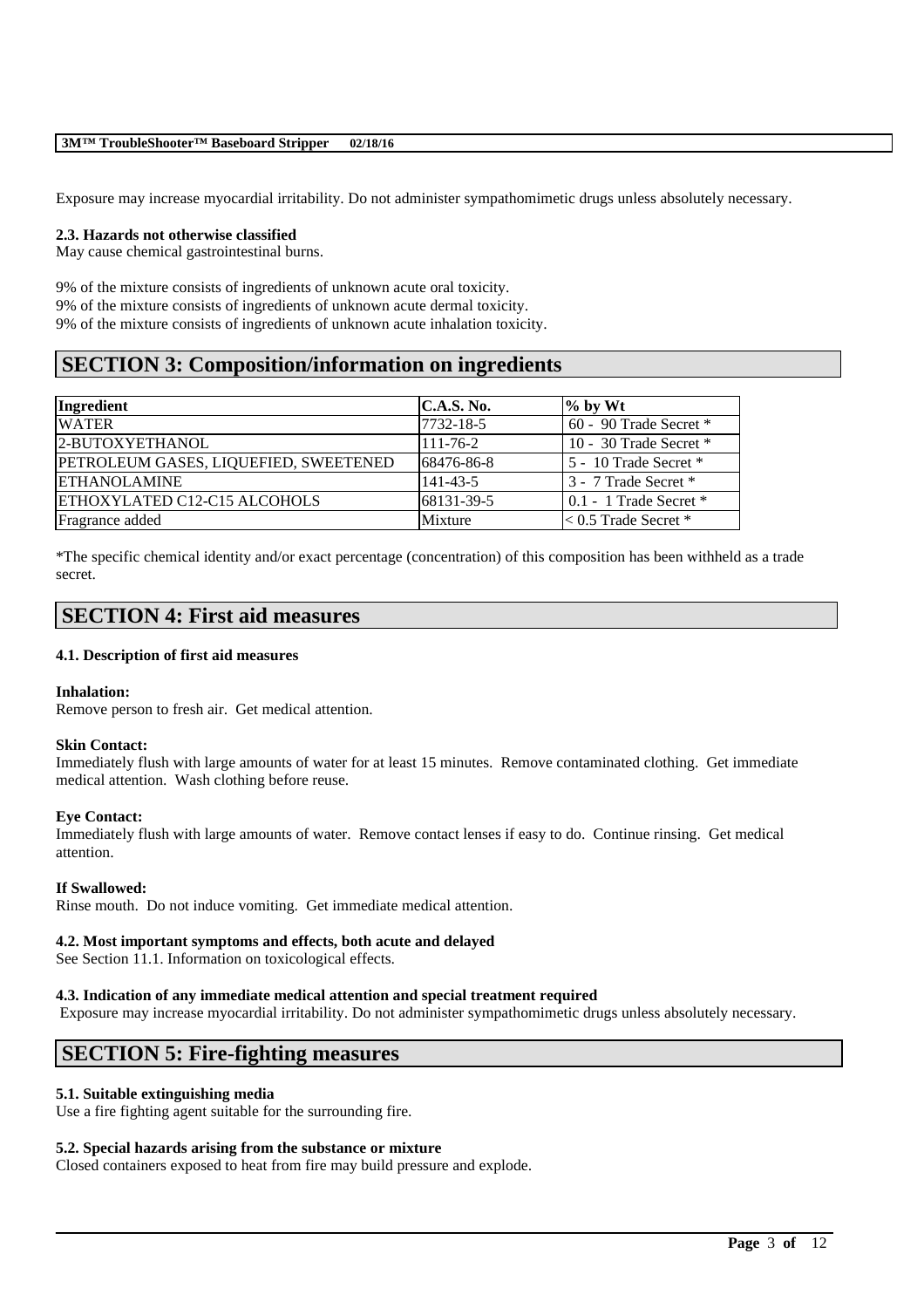Exposure may increase myocardial irritability. Do not administer sympathomimetic drugs unless absolutely necessary.

**2.3. Hazards not otherwise classified**

May cause chemical gastrointestinal burns.

9% of the mixture consists of ingredients of unknown acute oral toxicity.
9% of the mixture consists of ingredients of unknown acute dermal toxicity.
9% of the mixture consists of ingredients of unknown acute inhalation toxicity.

# SECTION 3: Composition/information on ingredients

| Ingredient | C.A.S. No. | % by Wt |
| --- | --- | --- |
| WATER | 7732-18-5 | 60 - 90 Trade Secret * |
| 2-BUTOXYETHANOL | 111-76-2 | 10 - 30 Trade Secret * |
| PETROLEUM GASES, LIQUEFIED, SWEETENED | 68476-86-8 | 5 - 10 Trade Secret * |
| ETHANOLAMINE | 141-43-5 | 3 - 7 Trade Secret * |
| ETHOXYLATED C12-C15 ALCOHOLS | 68131-39-5 | 0.1 - 1 Trade Secret * |
| Fragrance added | Mixture | < 0.5 Trade Secret * |

*The specific chemical identity and/or exact percentage (concentration) of this composition has been withheld as a trade secret.

# SECTION 4: First aid measures

**4.1. Description of first aid measures**

**Inhalation:**

Remove person to fresh air. Get medical attention.

**Skin Contact:**

Immediately flush with large amounts of water for at least 15 minutes. Remove contaminated clothing. Get immediate medical attention. Wash clothing before reuse.

**Eye Contact:**

Immediately flush with large amounts of water. Remove contact lenses if easy to do. Continue rinsing. Get medical attention.

**If Swallowed:**

Rinse mouth. Do not induce vomiting. Get immediate medical attention.

**4.2. Most important symptoms and effects, both acute and delayed**

See Section 11.1. Information on toxicological effects.

**4.3. Indication of any immediate medical attention and special treatment required**

Exposure may increase myocardial irritability. Do not administer sympathomimetic drugs unless absolutely necessary.

# SECTION 5: Fire-fighting measures

**5.1. Suitable extinguishing media**

Use a fire fighting agent suitable for the surrounding fire.

**5.2. Special hazards arising from the substance or mixture**

Closed containers exposed to heat from fire may build pressure and explode.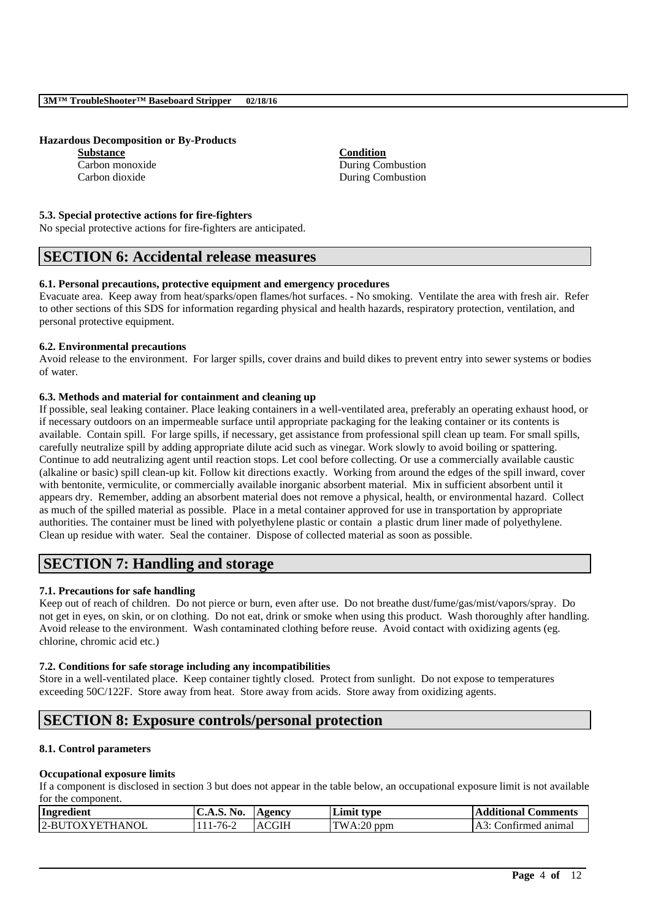**Hazardous Decomposition or By-Products**

| Substance | Condition |
|---|---|
| Carbon monoxide | During Combustion |
| Carbon dioxide | During Combustion |

**5.3. Special protective actions for fire-fighters**

No special protective actions for fire-fighters are anticipated.

## SECTION 6: Accidental release measures

**6.1. Personal precautions, protective equipment and emergency procedures**

Evacuate area. Keep away from heat/sparks/open flames/hot surfaces. - No smoking. Ventilate the area with fresh air. Refer to other sections of this SDS for information regarding physical and health hazards, respiratory protection, ventilation, and personal protective equipment.

**6.2. Environmental precautions**

Avoid release to the environment. For larger spills, cover drains and build dikes to prevent entry into sewer systems or bodies of water.

**6.3. Methods and material for containment and cleaning up**

If possible, seal leaking container. Place leaking containers in a well-ventilated area, preferably an operating exhaust hood, or if necessary outdoors on an impermeable surface until appropriate packaging for the leaking container or its contents is available. Contain spill. For large spills, if necessary, get assistance from professional spill clean up team. For small spills, carefully neutralize spill by adding appropriate dilute acid such as vinegar. Work slowly to avoid boiling or spattering. Continue to add neutralizing agent until reaction stops. Let cool before collecting. Or use a commercially available caustic (alkaline or basic) spill clean-up kit. Follow kit directions exactly. Working from around the edges of the spill inward, cover with bentonite, vermiculite, or commercially available inorganic absorbent material. Mix in sufficient absorbent until it appears dry. Remember, adding an absorbent material does not remove a physical, health, or environmental hazard. Collect as much of the spilled material as possible. Place in a metal container approved for use in transportation by appropriate authorities. The container must be lined with polyethylene plastic or contain a plastic drum liner made of polyethylene. Clean up residue with water. Seal the container. Dispose of collected material as soon as possible.

## SECTION 7: Handling and storage

**7.1. Precautions for safe handling**

Keep out of reach of children. Do not pierce or burn, even after use. Do not breathe dust/fume/gas/mist/vapors/spray. Do not get in eyes, on skin, or on clothing. Do not eat, drink or smoke when using this product. Wash thoroughly after handling. Avoid release to the environment. Wash contaminated clothing before reuse. Avoid contact with oxidizing agents (eg. chlorine, chromic acid etc.)

**7.2. Conditions for safe storage including any incompatibilities**

Store in a well-ventilated place. Keep container tightly closed. Protect from sunlight. Do not expose to temperatures exceeding 50C/122F. Store away from heat. Store away from acids. Store away from oxidizing agents.

## SECTION 8: Exposure controls/personal protection

**8.1. Control parameters**

**Occupational exposure limits**

If a component is disclosed in section 3 but does not appear in the table below, an occupational exposure limit is not available for the component.

| Ingredient | C.A.S. No. | Agency | Limit type | Additional Comments |
|---|---|---|---|---|
| 2-BUTOXYETHANOL | 111-76-2 | ACGIH | TWA:20 ppm | A3: Confirmed animal |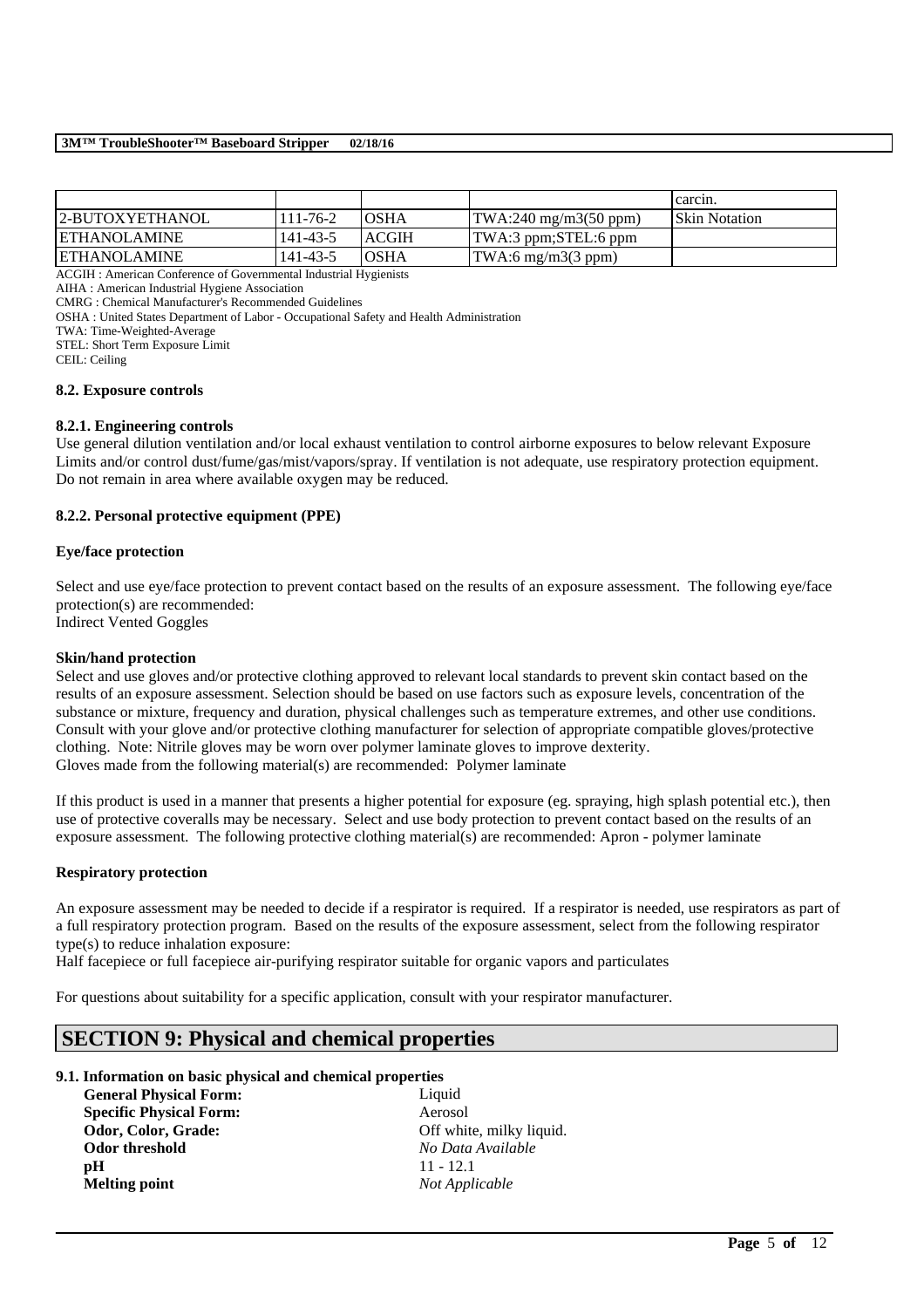|  |  |  |  | carcin. |
|---|---|---|---|---|
| 2-BUTOXYETHANOL | 111-76-2 | OSHA | TWA:240 mg/m3(50 ppm) | Skin Notation |
| ETHANOLAMINE | 141-43-5 | ACGIH | TWA:3 ppm;STEL:6 ppm |  |
| ETHANOLAMINE | 141-43-5 | OSHA | TWA:6 mg/m3(3 ppm) |  |

ACGIH : American Conference of Governmental Industrial Hygienists
AIHA : American Industrial Hygiene Association
CMRG : Chemical Manufacturer's Recommended Guidelines
OSHA : United States Department of Labor - Occupational Safety and Health Administration
TWA: Time-Weighted-Average
STEL: Short Term Exposure Limit
CEIL: Ceiling

**8.2. Exposure controls**

**8.2.1. Engineering controls**

Use general dilution ventilation and/or local exhaust ventilation to control airborne exposures to below relevant Exposure Limits and/or control dust/fume/gas/mist/vapors/spray. If ventilation is not adequate, use respiratory protection equipment. Do not remain in area where available oxygen may be reduced.

**8.2.2. Personal protective equipment (PPE)**

**Eye/face protection**

Select and use eye/face protection to prevent contact based on the results of an exposure assessment. The following eye/face protection(s) are recommended:
Indirect Vented Goggles

**Skin/hand protection**

Select and use gloves and/or protective clothing approved to relevant local standards to prevent skin contact based on the results of an exposure assessment. Selection should be based on use factors such as exposure levels, concentration of the substance or mixture, frequency and duration, physical challenges such as temperature extremes, and other use conditions. Consult with your glove and/or protective clothing manufacturer for selection of appropriate compatible gloves/protective clothing. Note: Nitrile gloves may be worn over polymer laminate gloves to improve dexterity.
Gloves made from the following material(s) are recommended: Polymer laminate

If this product is used in a manner that presents a higher potential for exposure (eg. spraying, high splash potential etc.), then use of protective coveralls may be necessary. Select and use body protection to prevent contact based on the results of an exposure assessment. The following protective clothing material(s) are recommended: Apron - polymer laminate

**Respiratory protection**

An exposure assessment may be needed to decide if a respirator is required. If a respirator is needed, use respirators as part of a full respiratory protection program. Based on the results of the exposure assessment, select from the following respirator type(s) to reduce inhalation exposure:
Half facepiece or full facepiece air-purifying respirator suitable for organic vapors and particulates

For questions about suitability for a specific application, consult with your respirator manufacturer.

## SECTION 9: Physical and chemical properties

**9.1. Information on basic physical and chemical properties**

| | |
|---|---|
| **General Physical Form:** | Liquid |
| **Specific Physical Form:** | Aerosol |
| **Odor, Color, Grade:** | Off white, milky liquid. |
| **Odor threshold** | *No Data Available* |
| **pH** | 11 - 12.1 |
| **Melting point** | *Not Applicable* |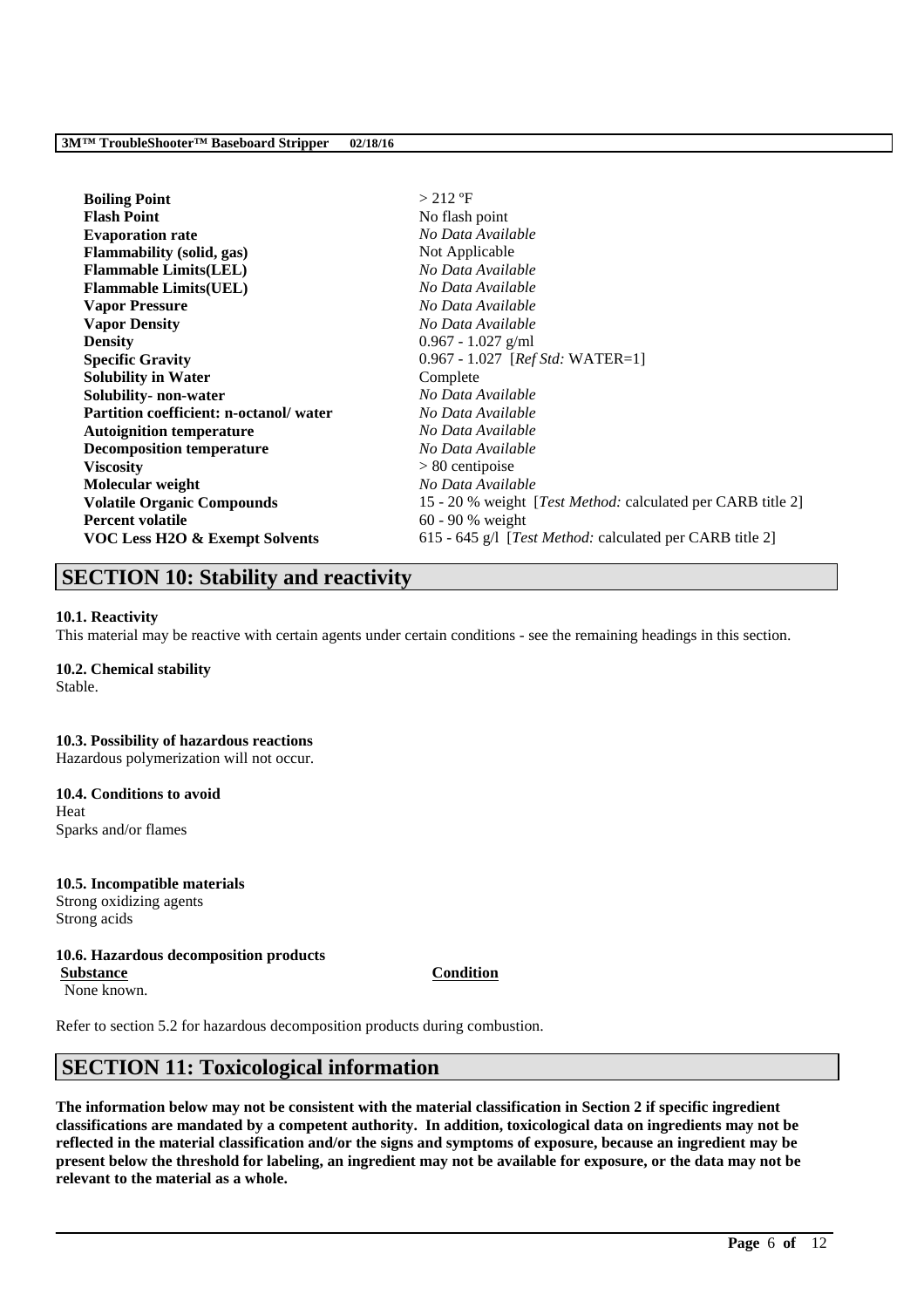| | |
|---|---|
| **Boiling Point** | > 212 ºF |
| **Flash Point** | No flash point |
| **Evaporation rate** | *No Data Available* |
| **Flammability (solid, gas)** | Not Applicable |
| **Flammable Limits(LEL)** | *No Data Available* |
| **Flammable Limits(UEL)** | *No Data Available* |
| **Vapor Pressure** | *No Data Available* |
| **Vapor Density** | *No Data Available* |
| **Density** | 0.967 - 1.027 g/ml |
| **Specific Gravity** | 0.967 - 1.027 [*Ref Std:* WATER=1] |
| **Solubility in Water** | Complete |
| **Solubility- non-water** | *No Data Available* |
| **Partition coefficient: n-octanol/ water** | *No Data Available* |
| **Autoignition temperature** | *No Data Available* |
| **Decomposition temperature** | *No Data Available* |
| **Viscosity** | > 80 centipoise |
| **Molecular weight** | *No Data Available* |
| **Volatile Organic Compounds** | 15 - 20 % weight [*Test Method:* calculated per CARB title 2] |
| **Percent volatile** | 60 - 90 % weight |
| **VOC Less H2O & Exempt Solvents** | 615 - 645 g/l [*Test Method:* calculated per CARB title 2] |

## SECTION 10: Stability and reactivity

**10.1. Reactivity**

This material may be reactive with certain agents under certain conditions - see the remaining headings in this section.

**10.2. Chemical stability**

Stable.

**10.3. Possibility of hazardous reactions**

Hazardous polymerization will not occur.

**10.4. Conditions to avoid**

Heat

Sparks and/or flames

**10.5. Incompatible materials**

Strong oxidizing agents

Strong acids

**10.6. Hazardous decomposition products**

| Substance | Condition |
|---|---|
| None known. | |

Refer to section 5.2 for hazardous decomposition products during combustion.

## SECTION 11: Toxicological information

**The information below may not be consistent with the material classification in Section 2 if specific ingredient classifications are mandated by a competent authority. In addition, toxicological data on ingredients may not be reflected in the material classification and/or the signs and symptoms of exposure, because an ingredient may be present below the threshold for labeling, an ingredient may not be available for exposure, or the data may not be relevant to the material as a whole.**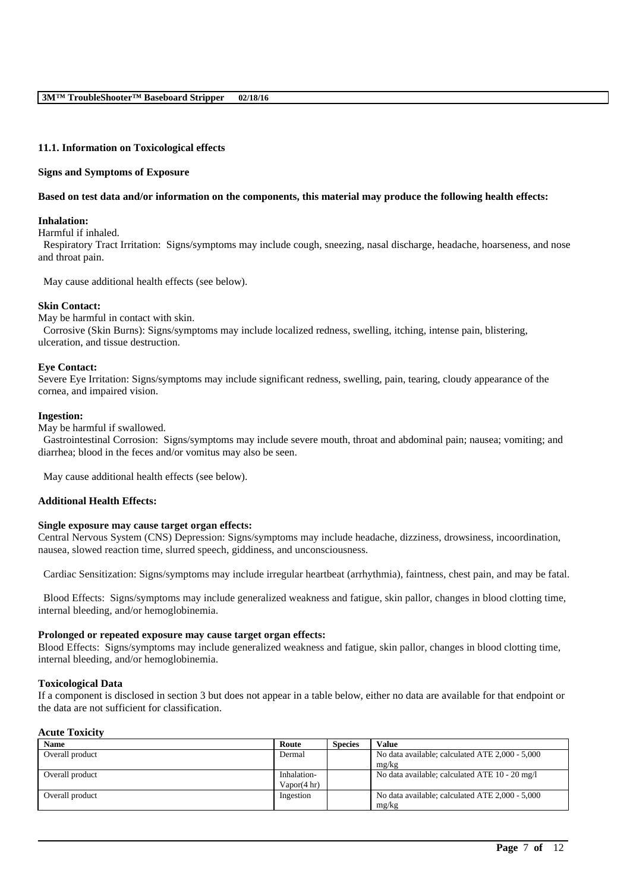### 11.1. Information on Toxicological effects

**Signs and Symptoms of Exposure**

**Based on test data and/or information on the components, this material may produce the following health effects:**

**Inhalation:**

Harmful if inhaled.

Respiratory Tract Irritation: Signs/symptoms may include cough, sneezing, nasal discharge, headache, hoarseness, and nose and throat pain.

May cause additional health effects (see below).

**Skin Contact:**

May be harmful in contact with skin.

Corrosive (Skin Burns): Signs/symptoms may include localized redness, swelling, itching, intense pain, blistering, ulceration, and tissue destruction.

**Eye Contact:**

Severe Eye Irritation: Signs/symptoms may include significant redness, swelling, pain, tearing, cloudy appearance of the cornea, and impaired vision.

**Ingestion:**

May be harmful if swallowed.

Gastrointestinal Corrosion: Signs/symptoms may include severe mouth, throat and abdominal pain; nausea; vomiting; and diarrhea; blood in the feces and/or vomitus may also be seen.

May cause additional health effects (see below).

**Additional Health Effects:**

**Single exposure may cause target organ effects:**

Central Nervous System (CNS) Depression: Signs/symptoms may include headache, dizziness, drowsiness, incoordination, nausea, slowed reaction time, slurred speech, giddiness, and unconsciousness.

Cardiac Sensitization: Signs/symptoms may include irregular heartbeat (arrhythmia), faintness, chest pain, and may be fatal.

Blood Effects: Signs/symptoms may include generalized weakness and fatigue, skin pallor, changes in blood clotting time, internal bleeding, and/or hemoglobinemia.

**Prolonged or repeated exposure may cause target organ effects:**

Blood Effects: Signs/symptoms may include generalized weakness and fatigue, skin pallor, changes in blood clotting time, internal bleeding, and/or hemoglobinemia.

**Toxicological Data**

If a component is disclosed in section 3 but does not appear in a table below, either no data are available for that endpoint or the data are not sufficient for classification.

**Acute Toxicity**

| Name | Route | Species | Value |
|---|---|---|---|
| Overall product | Dermal | | No data available; calculated ATE 2,000 - 5,000 mg/kg |
| Overall product | Inhalation-Vapor(4 hr) | | No data available; calculated ATE 10 - 20 mg/l |
| Overall product | Ingestion | | No data available; calculated ATE 2,000 - 5,000 mg/kg |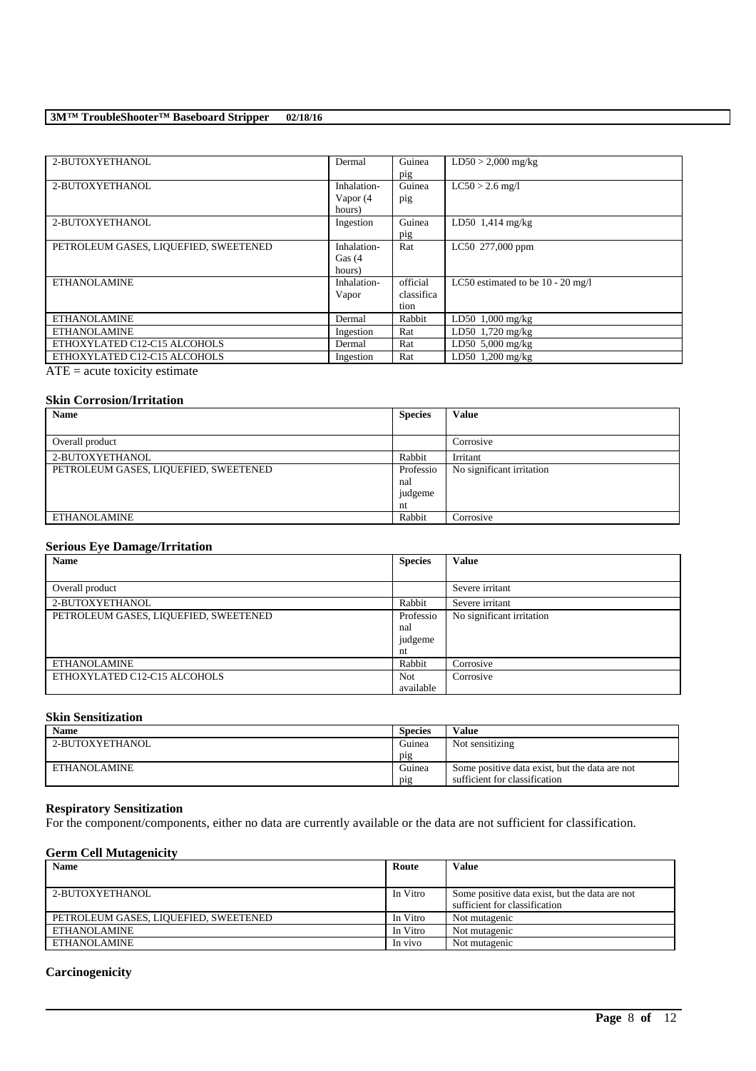| | | | |
|---|---|---|---|
| 2-BUTOXYETHANOL | Dermal | Guinea pig | LD50 > 2,000 mg/kg |
| 2-BUTOXYETHANOL | Inhalation-Vapor (4 hours) | Guinea pig | LC50 > 2.6 mg/l |
| 2-BUTOXYETHANOL | Ingestion | Guinea pig | LD50 1,414 mg/kg |
| PETROLEUM GASES, LIQUEFIED, SWEETENED | Inhalation-Gas (4 hours) | Rat | LC50 277,000 ppm |
| ETHANOLAMINE | Inhalation-Vapor | official classification | LC50 estimated to be 10 - 20 mg/l |
| ETHANOLAMINE | Dermal | Rabbit | LD50 1,000 mg/kg |
| ETHANOLAMINE | Ingestion | Rat | LD50 1,720 mg/kg |
| ETHOXYLATED C12-C15 ALCOHOLS | Dermal | Rat | LD50 5,000 mg/kg |
| ETHOXYLATED C12-C15 ALCOHOLS | Ingestion | Rat | LD50 1,200 mg/kg |

ATE = acute toxicity estimate

### Skin Corrosion/Irritation

| Name | Species | Value |
|---|---|---|
| Overall product | | Corrosive |
| 2-BUTOXYETHANOL | Rabbit | Irritant |
| PETROLEUM GASES, LIQUEFIED, SWEETENED | Professional judgement | No significant irritation |
| ETHANOLAMINE | Rabbit | Corrosive |

### Serious Eye Damage/Irritation

| Name | Species | Value |
|---|---|---|
| Overall product | | Severe irritant |
| 2-BUTOXYETHANOL | Rabbit | Severe irritant |
| PETROLEUM GASES, LIQUEFIED, SWEETENED | Professional judgement | No significant irritation |
| ETHANOLAMINE | Rabbit | Corrosive |
| ETHOXYLATED C12-C15 ALCOHOLS | Not available | Corrosive |

### Skin Sensitization

| Name | Species | Value |
|---|---|---|
| 2-BUTOXYETHANOL | Guinea pig | Not sensitizing |
| ETHANOLAMINE | Guinea pig | Some positive data exist, but the data are not sufficient for classification |

### Respiratory Sensitization

For the component/components, either no data are currently available or the data are not sufficient for classification.

### Germ Cell Mutagenicity

| Name | Route | Value |
|---|---|---|
| 2-BUTOXYETHANOL | In Vitro | Some positive data exist, but the data are not sufficient for classification |
| PETROLEUM GASES, LIQUEFIED, SWEETENED | In Vitro | Not mutagenic |
| ETHANOLAMINE | In Vitro | Not mutagenic |
| ETHANOLAMINE | In vivo | Not mutagenic |

### Carcinogenicity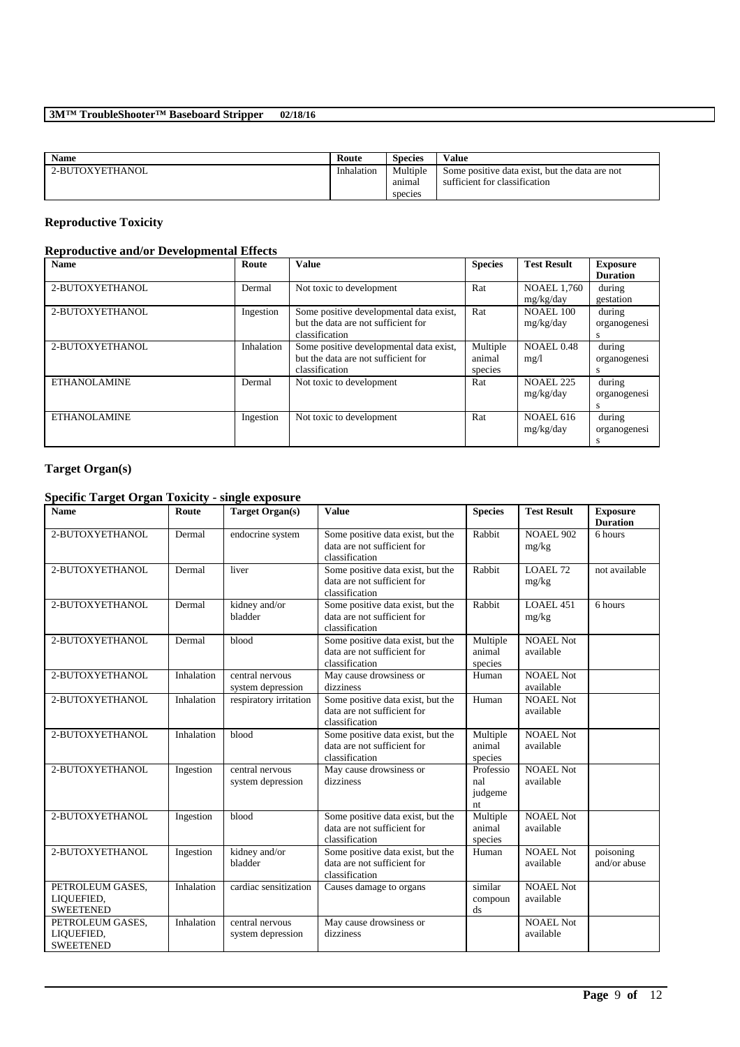| Name | Route | Species | Value |
| --- | --- | --- | --- |
| 2-BUTOXYETHANOL | Inhalation | Multiple animal species | Some positive data exist, but the data are not sufficient for classification |

## Reproductive Toxicity

### Reproductive and/or Developmental Effects

| Name | Route | Value | Species | Test Result | Exposure Duration |
| --- | --- | --- | --- | --- | --- |
| 2-BUTOXYETHANOL | Dermal | Not toxic to development | Rat | NOAEL 1,760 mg/kg/day | during gestation |
| 2-BUTOXYETHANOL | Ingestion | Some positive developmental data exist, but the data are not sufficient for classification | Rat | NOAEL 100 mg/kg/day | during organogenesis |
| 2-BUTOXYETHANOL | Inhalation | Some positive developmental data exist, but the data are not sufficient for classification | Multiple animal species | NOAEL 0.48 mg/l | during organogenesis |
| ETHANOLAMINE | Dermal | Not toxic to development | Rat | NOAEL 225 mg/kg/day | during organogenesis |
| ETHANOLAMINE | Ingestion | Not toxic to development | Rat | NOAEL 616 mg/kg/day | during organogenesis |

## Target Organ(s)

### Specific Target Organ Toxicity - single exposure

| Name | Route | Target Organ(s) | Value | Species | Test Result | Exposure Duration |
| --- | --- | --- | --- | --- | --- | --- |
| 2-BUTOXYETHANOL | Dermal | endocrine system | Some positive data exist, but the data are not sufficient for classification | Rabbit | NOAEL 902 mg/kg | 6 hours |
| 2-BUTOXYETHANOL | Dermal | liver | Some positive data exist, but the data are not sufficient for classification | Rabbit | LOAEL 72 mg/kg | not available |
| 2-BUTOXYETHANOL | Dermal | kidney and/or bladder | Some positive data exist, but the data are not sufficient for classification | Rabbit | LOAEL 451 mg/kg | 6 hours |
| 2-BUTOXYETHANOL | Dermal | blood | Some positive data exist, but the data are not sufficient for classification | Multiple animal species | NOAEL Not available | |
| 2-BUTOXYETHANOL | Inhalation | central nervous system depression | May cause drowsiness or dizziness | Human | NOAEL Not available | |
| 2-BUTOXYETHANOL | Inhalation | respiratory irritation | Some positive data exist, but the data are not sufficient for classification | Human | NOAEL Not available | |
| 2-BUTOXYETHANOL | Inhalation | blood | Some positive data exist, but the data are not sufficient for classification | Multiple animal species | NOAEL Not available | |
| 2-BUTOXYETHANOL | Ingestion | central nervous system depression | May cause drowsiness or dizziness | Professional judgement | NOAEL Not available | |
| 2-BUTOXYETHANOL | Ingestion | blood | Some positive data exist, but the data are not sufficient for classification | Multiple animal species | NOAEL Not available | |
| 2-BUTOXYETHANOL | Ingestion | kidney and/or bladder | Some positive data exist, but the data are not sufficient for classification | Human | NOAEL Not available | poisoning and/or abuse |
| PETROLEUM GASES, LIQUEFIED, SWEETENED | Inhalation | cardiac sensitization | Causes damage to organs | similar compounds | NOAEL Not available | |
| PETROLEUM GASES, LIQUEFIED, SWEETENED | Inhalation | central nervous system depression | May cause drowsiness or dizziness | | NOAEL Not available | |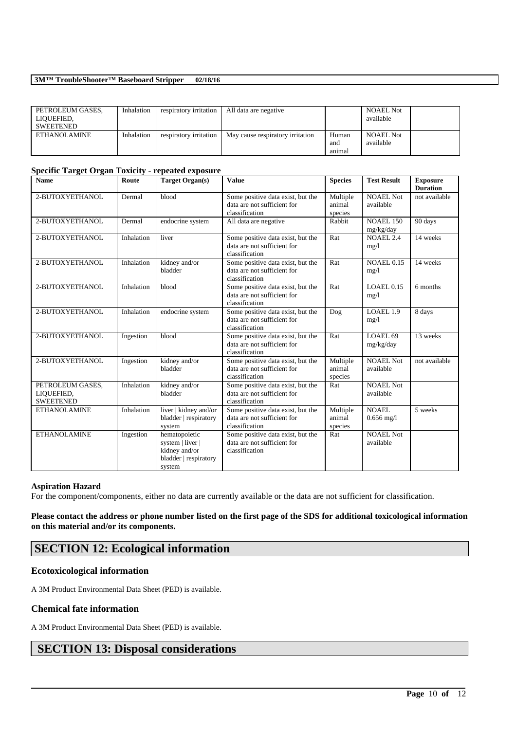| PETROLEUM GASES, LIQUEFIED, SWEETENED | Inhalation | respiratory irritation | All data are negative | | NOAEL Not available | |
|---|---|---|---|---|---|---|
| ETHANOLAMINE | Inhalation | respiratory irritation | May cause respiratory irritation | Human and animal | NOAEL Not available | |

### Specific Target Organ Toxicity - repeated exposure

| Name | Route | Target Organ(s) | Value | Species | Test Result | Exposure Duration |
|---|---|---|---|---|---|---|
| 2-BUTOXYETHANOL | Dermal | blood | Some positive data exist, but the data are not sufficient for classification | Multiple animal species | NOAEL Not available | not available |
| 2-BUTOXYETHANOL | Dermal | endocrine system | All data are negative | Rabbit | NOAEL 150 mg/kg/day | 90 days |
| 2-BUTOXYETHANOL | Inhalation | liver | Some positive data exist, but the data are not sufficient for classification | Rat | NOAEL 2.4 mg/l | 14 weeks |
| 2-BUTOXYETHANOL | Inhalation | kidney and/or bladder | Some positive data exist, but the data are not sufficient for classification | Rat | NOAEL 0.15 mg/l | 14 weeks |
| 2-BUTOXYETHANOL | Inhalation | blood | Some positive data exist, but the data are not sufficient for classification | Rat | LOAEL 0.15 mg/l | 6 months |
| 2-BUTOXYETHANOL | Inhalation | endocrine system | Some positive data exist, but the data are not sufficient for classification | Dog | LOAEL 1.9 mg/l | 8 days |
| 2-BUTOXYETHANOL | Ingestion | blood | Some positive data exist, but the data are not sufficient for classification | Rat | LOAEL 69 mg/kg/day | 13 weeks |
| 2-BUTOXYETHANOL | Ingestion | kidney and/or bladder | Some positive data exist, but the data are not sufficient for classification | Multiple animal species | NOAEL Not available | not available |
| PETROLEUM GASES, LIQUEFIED, SWEETENED | Inhalation | kidney and/or bladder | Some positive data exist, but the data are not sufficient for classification | Rat | NOAEL Not available | |
| ETHANOLAMINE | Inhalation | liver \| kidney and/or bladder \| respiratory system | Some positive data exist, but the data are not sufficient for classification | Multiple animal species | NOAEL 0.656 mg/l | 5 weeks |
| ETHANOLAMINE | Ingestion | hematopoietic system \| liver \| kidney and/or bladder \| respiratory system | Some positive data exist, but the data are not sufficient for classification | Rat | NOAEL Not available | |

### Aspiration Hazard

For the component/components, either no data are currently available or the data are not sufficient for classification.

**Please contact the address or phone number listed on the first page of the SDS for additional toxicological information on this material and/or its components.**

## SECTION 12: Ecological information

### Ecotoxicological information

A 3M Product Environmental Data Sheet (PED) is available.

### Chemical fate information

A 3M Product Environmental Data Sheet (PED) is available.

## SECTION 13: Disposal considerations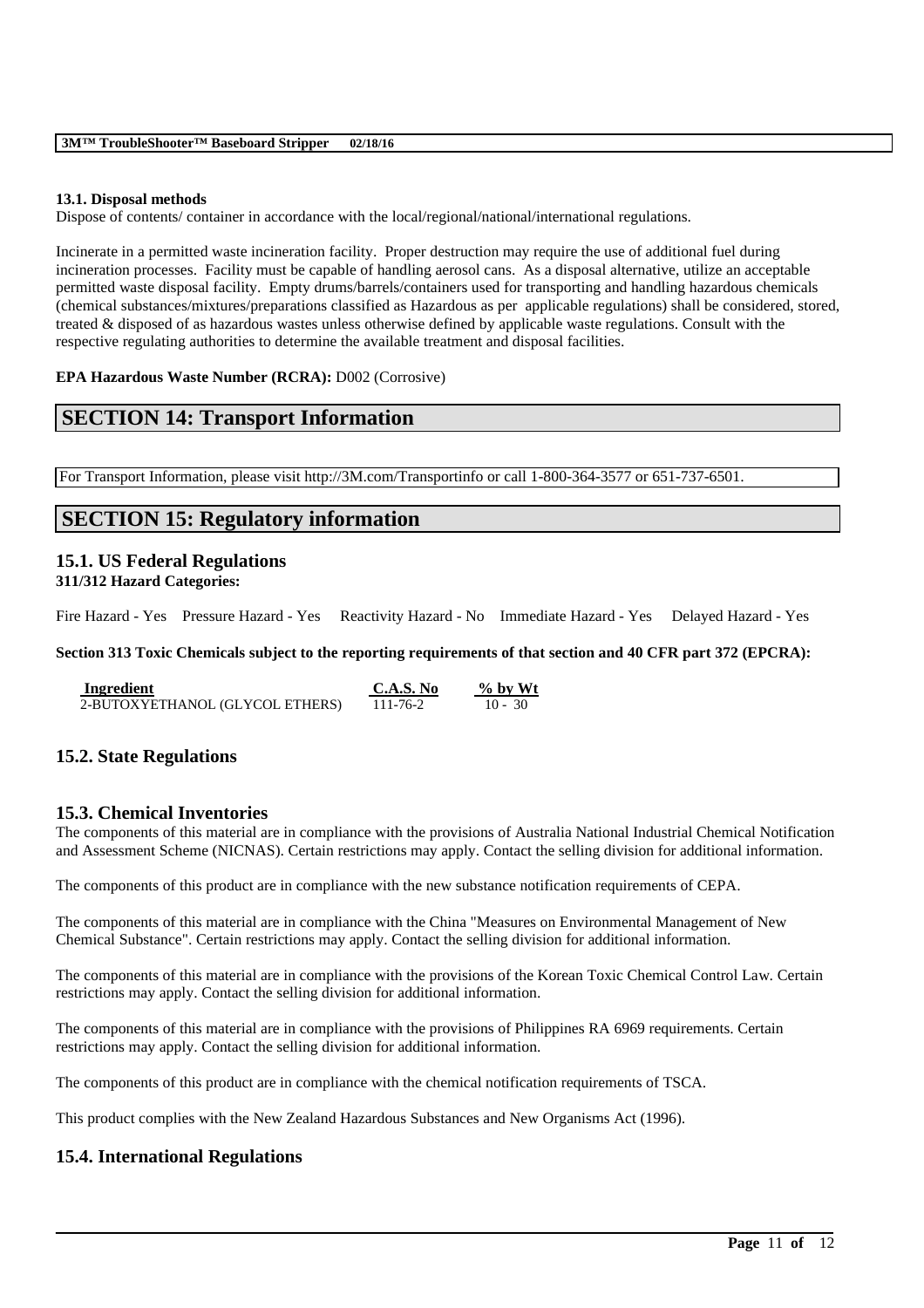### 13.1. Disposal methods

Dispose of contents/ container in accordance with the local/regional/national/international regulations.

Incinerate in a permitted waste incineration facility. Proper destruction may require the use of additional fuel during incineration processes. Facility must be capable of handling aerosol cans. As a disposal alternative, utilize an acceptable permitted waste disposal facility. Empty drums/barrels/containers used for transporting and handling hazardous chemicals (chemical substances/mixtures/preparations classified as Hazardous as per applicable regulations) shall be considered, stored, treated & disposed of as hazardous wastes unless otherwise defined by applicable waste regulations. Consult with the respective regulating authorities to determine the available treatment and disposal facilities.

**EPA Hazardous Waste Number (RCRA):** D002 (Corrosive)

## SECTION 14: Transport Information

For Transport Information, please visit http://3M.com/Transportinfo or call 1-800-364-3577 or 651-737-6501.

## SECTION 15: Regulatory information

### 15.1. US Federal Regulations

**311/312 Hazard Categories:**

Fire Hazard - Yes    Pressure Hazard - Yes    Reactivity Hazard - No    Immediate Hazard - Yes    Delayed Hazard - Yes

**Section 313 Toxic Chemicals subject to the reporting requirements of that section and 40 CFR part 372 (EPCRA):**

| Ingredient | C.A.S. No | % by Wt |
|---|---|---|
| 2-BUTOXYETHANOL (GLYCOL ETHERS) | 111-76-2 | 10 - 30 |

### 15.2. State Regulations

### 15.3. Chemical Inventories

The components of this material are in compliance with the provisions of Australia National Industrial Chemical Notification and Assessment Scheme (NICNAS). Certain restrictions may apply. Contact the selling division for additional information.

The components of this product are in compliance with the new substance notification requirements of CEPA.

The components of this material are in compliance with the China "Measures on Environmental Management of New Chemical Substance". Certain restrictions may apply. Contact the selling division for additional information.

The components of this material are in compliance with the provisions of the Korean Toxic Chemical Control Law. Certain restrictions may apply. Contact the selling division for additional information.

The components of this material are in compliance with the provisions of Philippines RA 6969 requirements. Certain restrictions may apply. Contact the selling division for additional information.

The components of this product are in compliance with the chemical notification requirements of TSCA.

This product complies with the New Zealand Hazardous Substances and New Organisms Act (1996).

### 15.4. International Regulations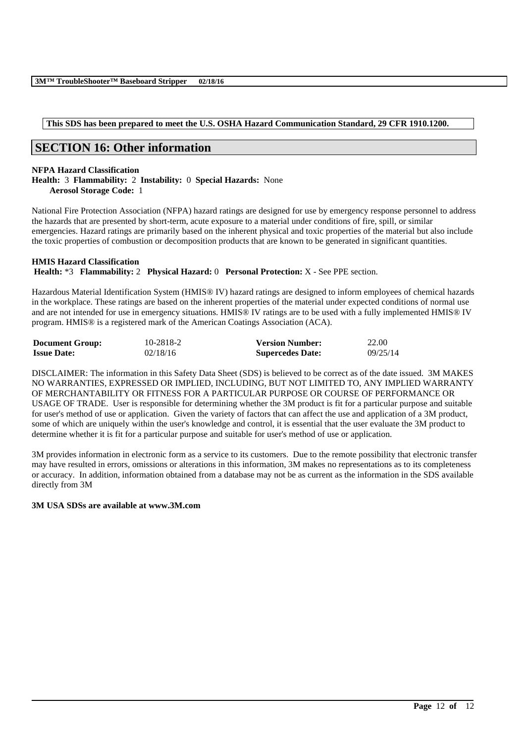**This SDS has been prepared to meet the U.S. OSHA Hazard Communication Standard, 29 CFR 1910.1200.**

## SECTION 16: Other information

**NFPA Hazard Classification**
**Health:** 3 **Flammability:** 2 **Instability:** 0 **Special Hazards:** None
**Aerosol Storage Code:** 1

National Fire Protection Association (NFPA) hazard ratings are designed for use by emergency response personnel to address the hazards that are presented by short-term, acute exposure to a material under conditions of fire, spill, or similar emergencies. Hazard ratings are primarily based on the inherent physical and toxic properties of the material but also include the toxic properties of combustion or decomposition products that are known to be generated in significant quantities.

**HMIS Hazard Classification**
**Health:** *3 **Flammability:** 2 **Physical Hazard:** 0 **Personal Protection:** X - See PPE section.

Hazardous Material Identification System (HMIS® IV) hazard ratings are designed to inform employees of chemical hazards in the workplace. These ratings are based on the inherent properties of the material under expected conditions of normal use and are not intended for use in emergency situations. HMIS® IV ratings are to be used with a fully implemented HMIS® IV program. HMIS® is a registered mark of the American Coatings Association (ACA).

| | | | |
|---|---|---|---|
| **Document Group:** | 10-2818-2 | **Version Number:** | 22.00 |
| **Issue Date:** | 02/18/16 | **Supercedes Date:** | 09/25/14 |

DISCLAIMER: The information in this Safety Data Sheet (SDS) is believed to be correct as of the date issued. 3M MAKES NO WARRANTIES, EXPRESSED OR IMPLIED, INCLUDING, BUT NOT LIMITED TO, ANY IMPLIED WARRANTY OF MERCHANTABILITY OR FITNESS FOR A PARTICULAR PURPOSE OR COURSE OF PERFORMANCE OR USAGE OF TRADE. User is responsible for determining whether the 3M product is fit for a particular purpose and suitable for user's method of use or application. Given the variety of factors that can affect the use and application of a 3M product, some of which are uniquely within the user's knowledge and control, it is essential that the user evaluate the 3M product to determine whether it is fit for a particular purpose and suitable for user's method of use or application.

3M provides information in electronic form as a service to its customers. Due to the remote possibility that electronic transfer may have resulted in errors, omissions or alterations in this information, 3M makes no representations as to its completeness or accuracy. In addition, information obtained from a database may not be as current as the information in the SDS available directly from 3M

**3M USA SDSs are available at www.3M.com**